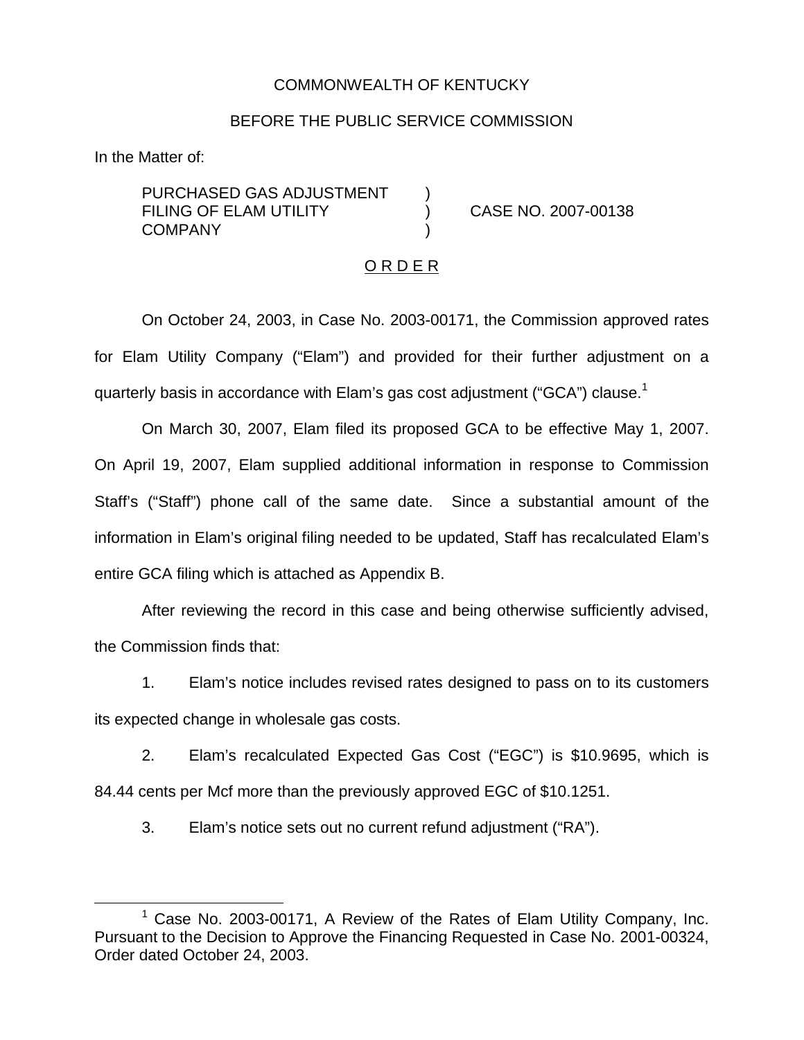COMMONWEALTH OF KENTUCKY

BEFORE THE PUBLIC SERVICE COMMISSION

In the Matter of:

| | | |
|---|---|---|
| PURCHASED GAS ADJUSTMENT FILING OF ELAM UTILITY COMPANY | ) ) ) | CASE NO. 2007-00138 |

O R D E R

On October 24, 2003, in Case No. 2003-00171, the Commission approved rates for Elam Utility Company ("Elam") and provided for their further adjustment on a quarterly basis in accordance with Elam's gas cost adjustment ("GCA") clause.[1]

On March 30, 2007, Elam filed its proposed GCA to be effective May 1, 2007. On April 19, 2007, Elam supplied additional information in response to Commission Staff's ("Staff") phone call of the same date. Since a substantial amount of the information in Elam's original filing needed to be updated, Staff has recalculated Elam's entire GCA filing which is attached as Appendix B.

After reviewing the record in this case and being otherwise sufficiently advised, the Commission finds that:

1. Elam's notice includes revised rates designed to pass on to its customers its expected change in wholesale gas costs.

2. Elam's recalculated Expected Gas Cost ("EGC") is $10.9695, which is 84.44 cents per Mcf more than the previously approved EGC of $10.1251.

3. Elam's notice sets out no current refund adjustment ("RA").

[1] Case No. 2003-00171, A Review of the Rates of Elam Utility Company, Inc. Pursuant to the Decision to Approve the Financing Requested in Case No. 2001-00324, Order dated October 24, 2003.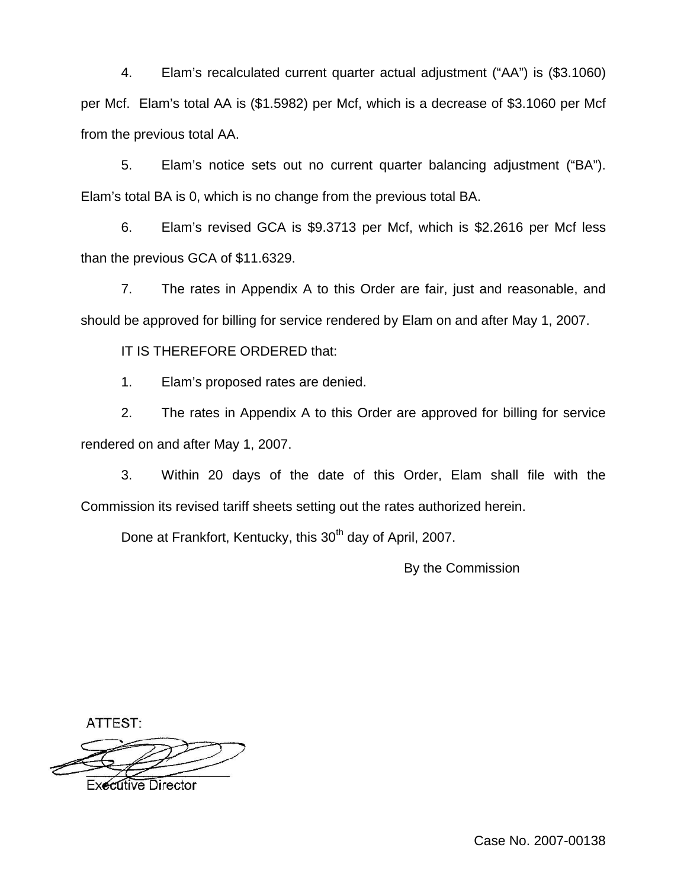4. Elam's recalculated current quarter actual adjustment ("AA") is ($3.1060) per Mcf. Elam's total AA is ($1.5982) per Mcf, which is a decrease of $3.1060 per Mcf from the previous total AA.

5. Elam's notice sets out no current quarter balancing adjustment ("BA"). Elam's total BA is 0, which is no change from the previous total BA.

6. Elam's revised GCA is $9.3713 per Mcf, which is $2.2616 per Mcf less than the previous GCA of $11.6329.

7. The rates in Appendix A to this Order are fair, just and reasonable, and should be approved for billing for service rendered by Elam on and after May 1, 2007.

IT IS THEREFORE ORDERED that:

1. Elam's proposed rates are denied.

2. The rates in Appendix A to this Order are approved for billing for service rendered on and after May 1, 2007.

3. Within 20 days of the date of this Order, Elam shall file with the Commission its revised tariff sheets setting out the rates authorized herein.

Done at Frankfort, Kentucky, this 30th day of April, 2007.

By the Commission

ATTEST:

Executive Director

Case No. 2007-00138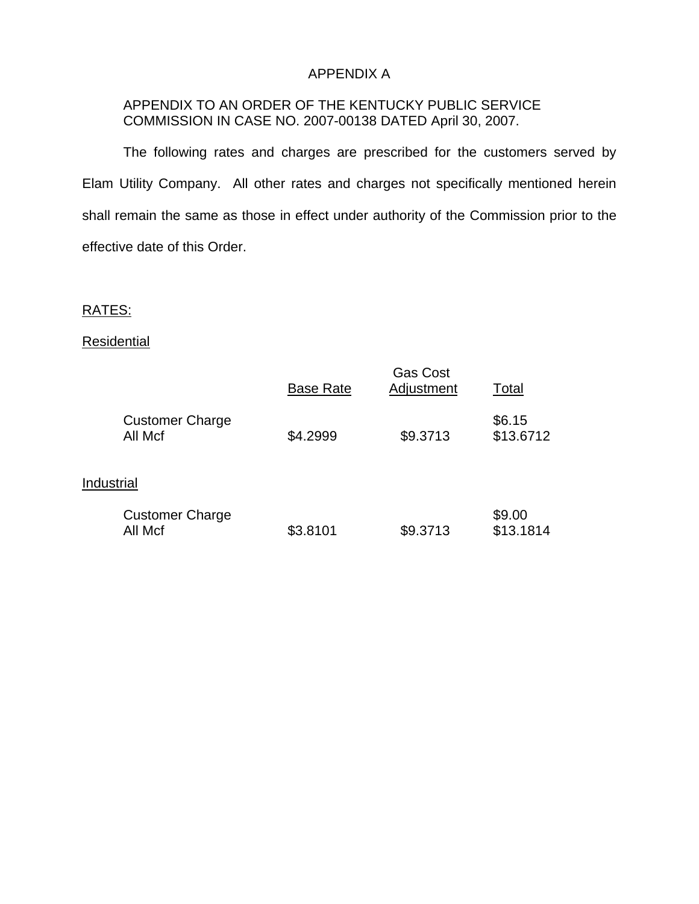# APPENDIX A

APPENDIX TO AN ORDER OF THE KENTUCKY PUBLIC SERVICE COMMISSION IN CASE NO. 2007-00138 DATED April 30, 2007.

The following rates and charges are prescribed for the customers served by Elam Utility Company. All other rates and charges not specifically mentioned herein shall remain the same as those in effect under authority of the Commission prior to the effective date of this Order.

RATES:

Residential

| | Base Rate | Gas Cost Adjustment | Total |
|---|---|---|---|
| Customer Charge | | | $6.15 |
| All Mcf | $4.2999 | $9.3713 | $13.6712 |

Industrial

| | Base Rate | Gas Cost Adjustment | Total |
|---|---|---|---|
| Customer Charge | | | $9.00 |
| All Mcf | $3.8101 | $9.3713 | $13.1814 |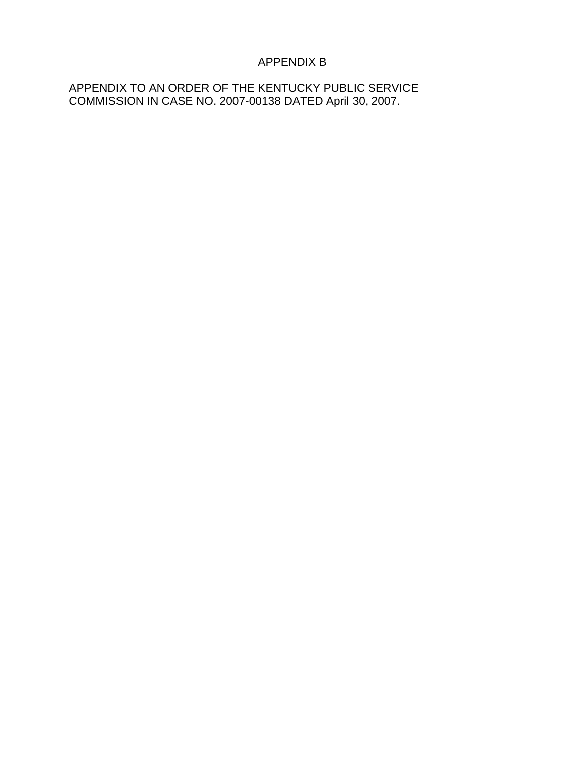# APPENDIX B

APPENDIX TO AN ORDER OF THE KENTUCKY PUBLIC SERVICE COMMISSION IN CASE NO. 2007-00138 DATED April 30, 2007.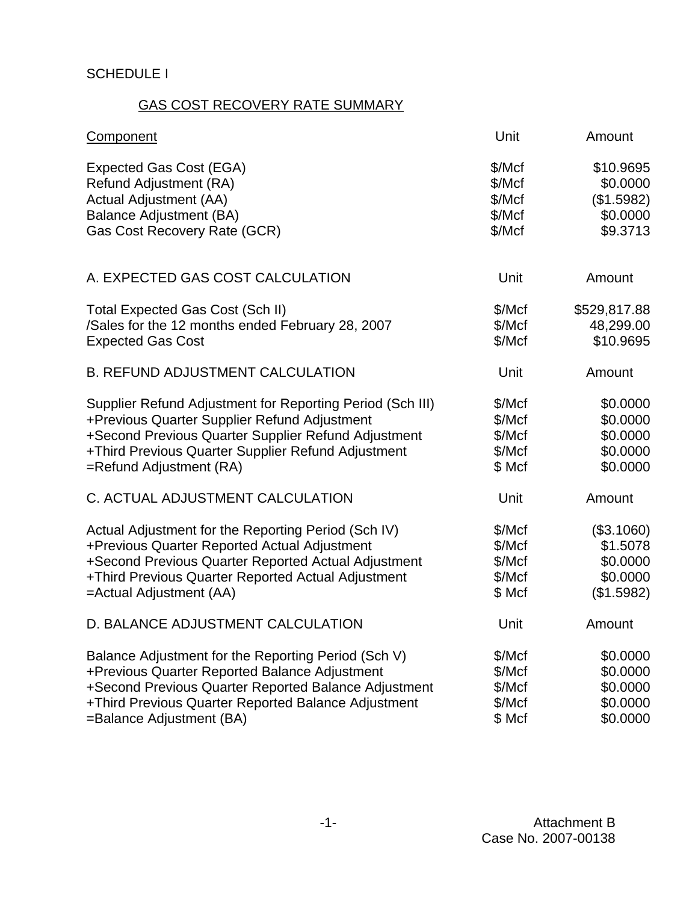SCHEDULE I

## GAS COST RECOVERY RATE SUMMARY

| Component | Unit | Amount |
|---|---|---|
| Expected Gas Cost (EGA) | $/Mcf | $10.9695 |
| Refund Adjustment (RA) | $/Mcf | $0.0000 |
| Actual Adjustment (AA) | $/Mcf | ($1.5982) |
| Balance Adjustment (BA) | $/Mcf | $0.0000 |
| Gas Cost Recovery Rate (GCR) | $/Mcf | $9.3713 |

| A. EXPECTED GAS COST CALCULATION | Unit | Amount |
|---|---|---|
| Total Expected Gas Cost (Sch II) | $/Mcf | $529,817.88 |
| /Sales for the 12 months ended February 28, 2007 | $/Mcf | 48,299.00 |
| Expected Gas Cost | $/Mcf | $10.9695 |

| B. REFUND ADJUSTMENT CALCULATION | Unit | Amount |
|---|---|---|
| Supplier Refund Adjustment for Reporting Period (Sch III) | $/Mcf | $0.0000 |
| +Previous Quarter Supplier Refund Adjustment | $/Mcf | $0.0000 |
| +Second Previous Quarter Supplier Refund Adjustment | $/Mcf | $0.0000 |
| +Third Previous Quarter Supplier Refund Adjustment | $/Mcf | $0.0000 |
| =Refund Adjustment (RA) | $ Mcf | $0.0000 |

| C. ACTUAL ADJUSTMENT CALCULATION | Unit | Amount |
|---|---|---|
| Actual Adjustment for the Reporting Period (Sch IV) | $/Mcf | ($3.1060) |
| +Previous Quarter Reported Actual Adjustment | $/Mcf | $1.5078 |
| +Second Previous Quarter Reported Actual Adjustment | $/Mcf | $0.0000 |
| +Third Previous Quarter Reported Actual Adjustment | $/Mcf | $0.0000 |
| =Actual Adjustment (AA) | $ Mcf | ($1.5982) |

| D. BALANCE ADJUSTMENT CALCULATION | Unit | Amount |
|---|---|---|
| Balance Adjustment for the Reporting Period (Sch V) | $/Mcf | $0.0000 |
| +Previous Quarter Reported Balance Adjustment | $/Mcf | $0.0000 |
| +Second Previous Quarter Reported Balance Adjustment | $/Mcf | $0.0000 |
| +Third Previous Quarter Reported Balance Adjustment | $/Mcf | $0.0000 |
| =Balance Adjustment (BA) | $ Mcf | $0.0000 |

Attachment B
Case No. 2007-00138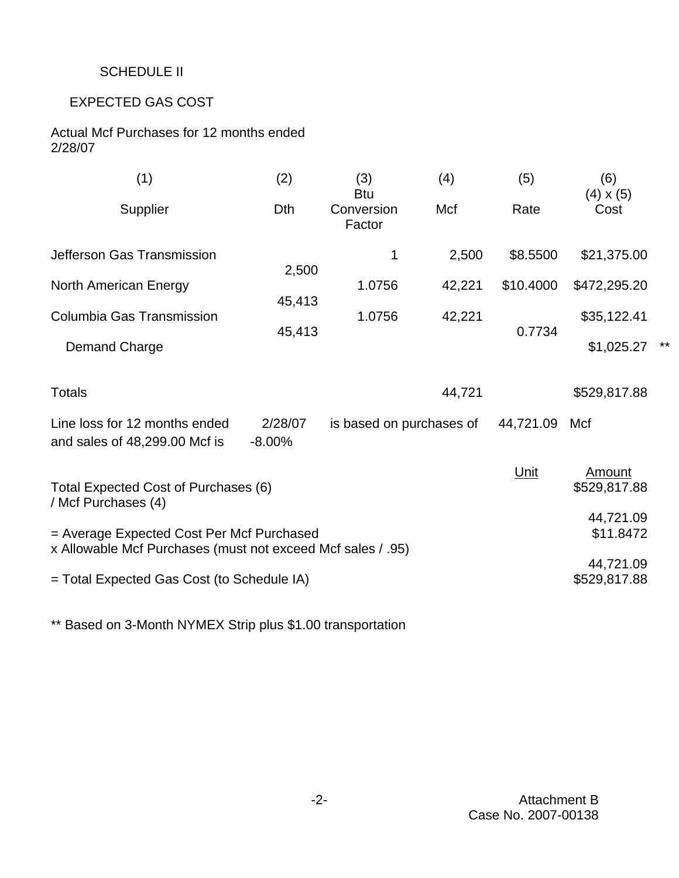SCHEDULE II

EXPECTED GAS COST

Actual Mcf Purchases for 12 months ended 2/28/07

| (1) Supplier | (2) Dth | (3) Btu Conversion Factor | (4) Mcf | (5) Rate | (6) (4) x (5) Cost | |
|---|---|---|---|---|---|---|
| Jefferson Gas Transmission | 2,500 | 1 | 2,500 | $8.5500 | $21,375.00 | |
| North American Energy | 45,413 | 1.0756 | 42,221 | $10.4000 | $472,295.20 | |
| Columbia Gas Transmission | 45,413 | 1.0756 | 42,221 | 0.7734 | $35,122.41 | |
| Demand Charge | | | | | $1,025.27 | ** |
| Totals | | | 44,721 | | $529,817.88 | |

Line loss for 12 months ended 2/28/07 is based on purchases of 44,721.09 Mcf and sales of 48,299.00 Mcf is -8.00%

| | Unit | Amount |
|---|---|---|
| Total Expected Cost of Purchases (6) | | $529,817.88 |
| / Mcf Purchases (4) | | 44,721.09 |
| = Average Expected Cost Per Mcf Purchased | | $11.8472 |
| x Allowable Mcf Purchases (must not exceed Mcf sales / .95) | | 44,721.09 |
| = Total Expected Gas Cost (to Schedule IA) | | $529,817.88 |

** Based on 3-Month NYMEX Strip plus $1.00 transportation

Attachment B
Case No. 2007-00138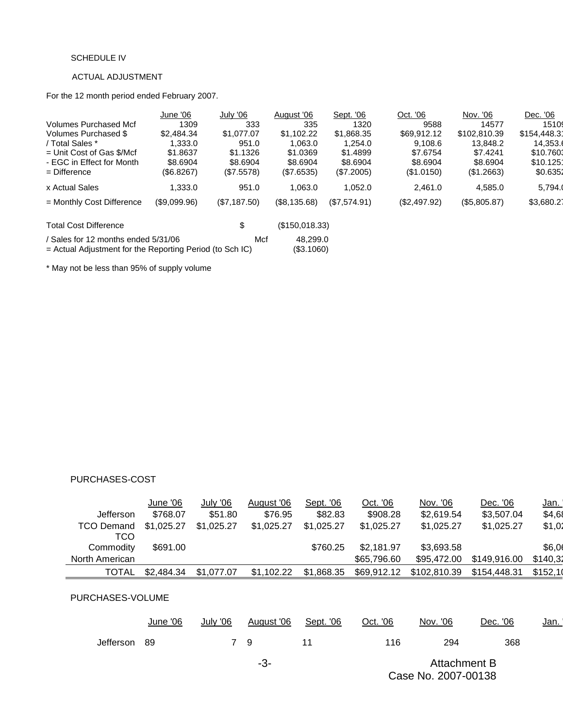SCHEDULE IV

ACTUAL ADJUSTMENT

For the 12 month period ended February 2007.

| | June '06 | July '06 | August '06 | Sept. '06 | Oct. '06 | Nov. '06 | Dec. '06 |
|---|---|---|---|---|---|---|---|
| Volumes Purchased Mcf | 1309 | 333 | 335 | 1320 | 9588 | 14577 | 1510 |
| Volumes Purchased $ | $2,484.34 | $1,077.07 | $1,102.22 | $1,868.35 | $69,912.12 | $102,810.39 | $154,448.3 |
| / Total Sales * | 1,333.0 | 951.0 | 1,063.0 | 1,254.0 | 9,108.6 | 13,848.2 | 14,353. |
| = Unit Cost of Gas $/Mcf | $1.8637 | $1.1326 | $1.0369 | $1.4899 | $7.6754 | $7.4241 | $10.760 |
| - EGC in Effect for Month | $8.6904 | $8.6904 | $8.6904 | $8.6904 | $8.6904 | $8.6904 | $10.125 |
| = Difference | ($6.8267) | ($7.5578) | ($7.6535) | ($7.2005) | ($1.0150) | ($1.2663) | $0.635 |
| x Actual Sales | 1,333.0 | 951.0 | 1,063.0 | 1,052.0 | 2,461.0 | 4,585.0 | 5,794. |
| = Monthly Cost Difference | ($9,099.96) | ($7,187.50) | ($8,135.68) | ($7,574.91) | ($2,497.92) | ($5,805.87) | $3,680.2 |

| | | |
|---|---|---|
| Total Cost Difference | $ | ($150,018.33) |
| / Sales for 12 months ended 5/31/06 | Mcf | 48,299.0 |
| = Actual Adjustment for the Reporting Period (to Sch IC) | | ($3.1060) |

* May not be less than 95% of supply volume

PURCHASES-COST

| | June '06 | July '06 | August '06 | Sept. '06 | Oct. '06 | Nov. '06 | Dec. '06 | Jan. |
|---|---|---|---|---|---|---|---|---|
| Jefferson | $768.07 | $51.80 | $76.95 | $82.83 | $908.28 | $2,619.54 | $3,507.04 | $4,6 |
| TCO Demand | $1,025.27 | $1,025.27 | $1,025.27 | $1,025.27 | $1,025.27 | $1,025.27 | $1,025.27 | $1,0 |
| TCO Commodity | $691.00 | | | $760.25 | $2,181.97 | $3,693.58 | | $6,0 |
| North American | | | | | $65,796.60 | $95,472.00 | $149,916.00 | $140,3 |
| TOTAL | $2,484.34 | $1,077.07 | $1,102.22 | $1,868.35 | $69,912.12 | $102,810.39 | $154,448.31 | $152,1 |

PURCHASES-VOLUME

| | June '06 | July '06 | August '06 | Sept. '06 | Oct. '06 | Nov. '06 | Dec. '06 | Jan. |
|---|---|---|---|---|---|---|---|---|
| Jefferson | 89 | 7 | 9 | 11 | 116 | 294 | 368 | |

Attachment B
Case No. 2007-00138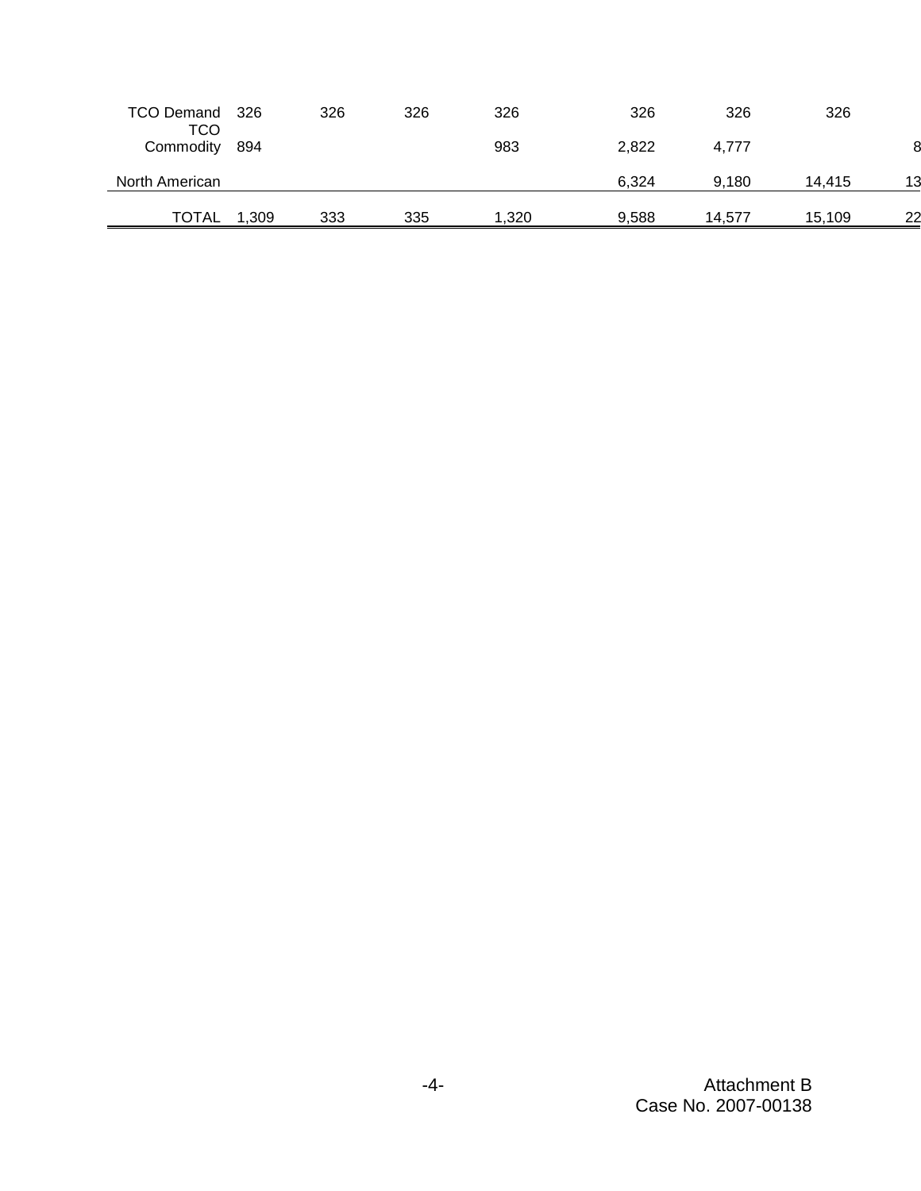| | | | | | | | | |
|---|---|---|---|---|---|---|---|---|
| TCO Demand | 326 | 326 | 326 | 326 | 326 | 326 | 326 | |
| TCO Commodity | 894 | | | 983 | 2,822 | 4,777 | | 8 |
| North American | | | | | 6,324 | 9,180 | 14,415 | 13 |
| TOTAL | 1,309 | 333 | 335 | 1,320 | 9,588 | 14,577 | 15,109 | 22 |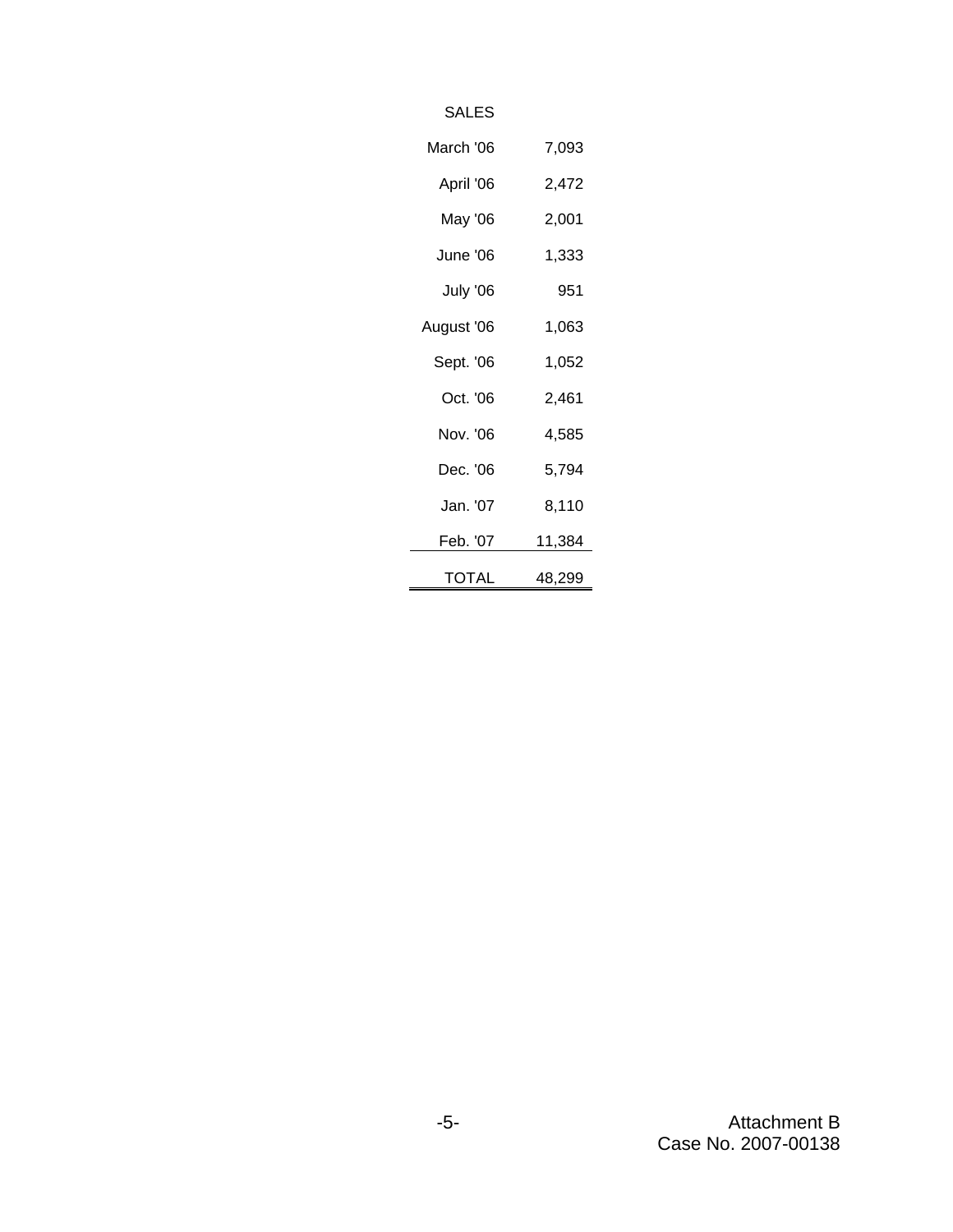| SALES | |
|---|---|
| March '06 | 7,093 |
| April '06 | 2,472 |
| May '06 | 2,001 |
| June '06 | 1,333 |
| July '06 | 951 |
| August '06 | 1,063 |
| Sept. '06 | 1,052 |
| Oct. '06 | 2,461 |
| Nov. '06 | 4,585 |
| Dec. '06 | 5,794 |
| Jan. '07 | 8,110 |
| Feb. '07 | 11,384 |
| TOTAL | 48,299 |

Attachment B
Case No. 2007-00138